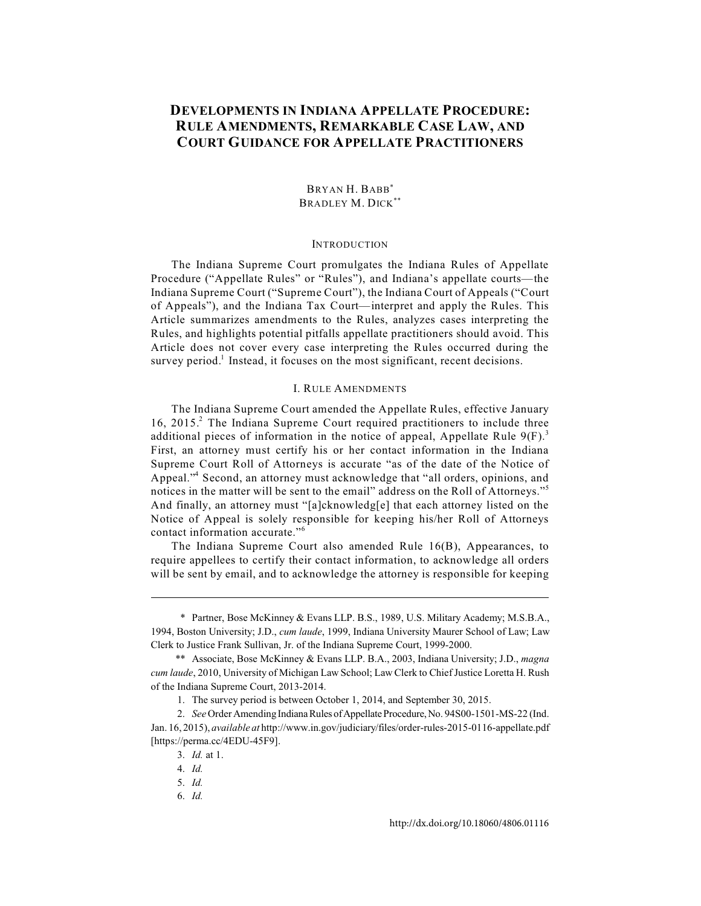# DEVELOPMENTS IN INDIANA APPELLATE PROCEDURE: RULE AMENDMENTS, REMARKABLE CASE LAW, AND COURT GUIDANCE FOR APPELLATE PRACTITIONERS

BRYAN H. BABB[*]
BRADLEY M. DICK[**]

## INTRODUCTION

The Indiana Supreme Court promulgates the Indiana Rules of Appellate Procedure ("Appellate Rules" or "Rules"), and Indiana's appellate courts—the Indiana Supreme Court ("Supreme Court"), the Indiana Court of Appeals ("Court of Appeals"), and the Indiana Tax Court—interpret and apply the Rules. This Article summarizes amendments to the Rules, analyzes cases interpreting the Rules, and highlights potential pitfalls appellate practitioners should avoid. This Article does not cover every case interpreting the Rules occurred during the survey period.[1] Instead, it focuses on the most significant, recent decisions.

## I. RULE AMENDMENTS

The Indiana Supreme Court amended the Appellate Rules, effective January 16, 2015.[2] The Indiana Supreme Court required practitioners to include three additional pieces of information in the notice of appeal, Appellate Rule 9(F).[3] First, an attorney must certify his or her contact information in the Indiana Supreme Court Roll of Attorneys is accurate "as of the date of the Notice of Appeal."[4] Second, an attorney must acknowledge that "all orders, opinions, and notices in the matter will be sent to the email" address on the Roll of Attorneys."[5] And finally, an attorney must "[a]cknowledg[e] that each attorney listed on the Notice of Appeal is solely responsible for keeping his/her Roll of Attorneys contact information accurate."[6]

The Indiana Supreme Court also amended Rule 16(B), Appearances, to require appellees to certify their contact information, to acknowledge all orders will be sent by email, and to acknowledge the attorney is responsible for keeping

---

\* Partner, Bose McKinney & Evans LLP. B.S., 1989, U.S. Military Academy; M.S.B.A., 1994, Boston University; J.D., *cum laude*, 1999, Indiana University Maurer School of Law; Law Clerk to Justice Frank Sullivan, Jr. of the Indiana Supreme Court, 1999-2000.

\*\* Associate, Bose McKinney & Evans LLP. B.A., 2003, Indiana University; J.D., *magna cum laude*, 2010, University of Michigan Law School; Law Clerk to Chief Justice Loretta H. Rush of the Indiana Supreme Court, 2013-2014.

1. The survey period is between October 1, 2014, and September 30, 2015.

2. *See* Order Amending Indiana Rules of Appellate Procedure, No. 94S00-1501-MS-22 (Ind. Jan. 16, 2015), *available at* http://www.in.gov/judiciary/files/order-rules-2015-0116-appellate.pdf [https://perma.cc/4EDU-45F9].

3. *Id.* at 1.

4. *Id.*

5. *Id.*

6. *Id.*

http://dx.doi.org/10.18060/4806.01116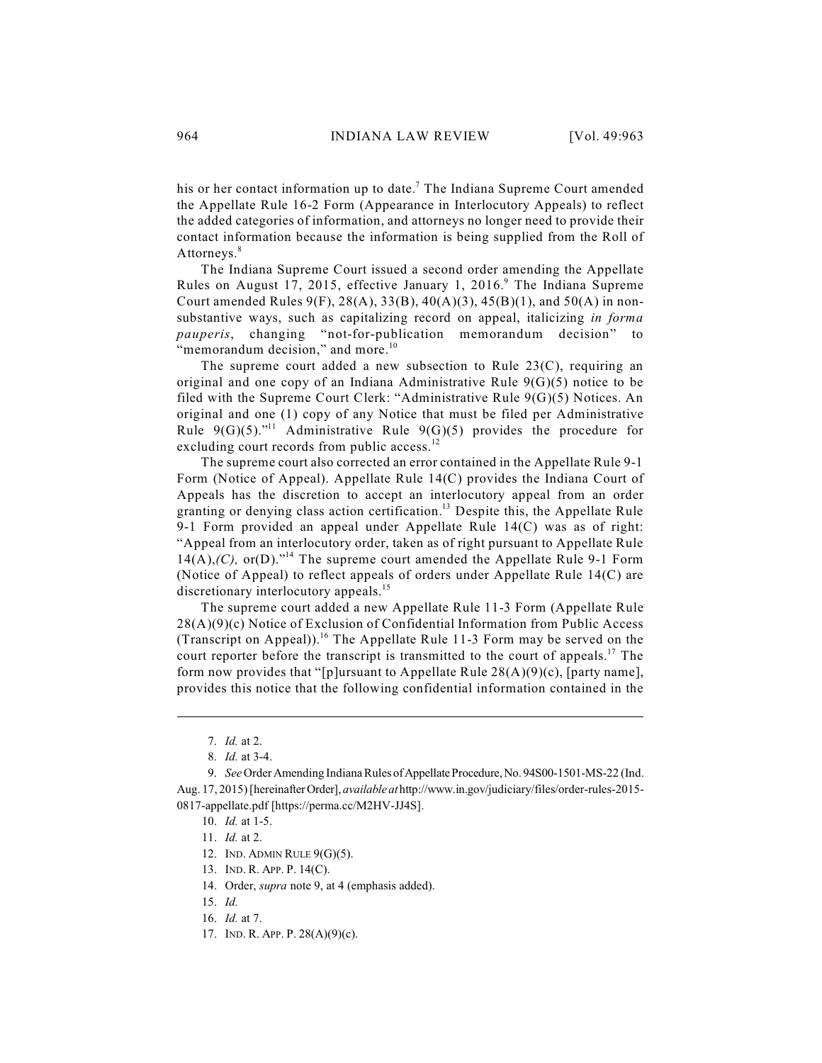his or her contact information up to date.[7] The Indiana Supreme Court amended the Appellate Rule 16-2 Form (Appearance in Interlocutory Appeals) to reflect the added categories of information, and attorneys no longer need to provide their contact information because the information is being supplied from the Roll of Attorneys.[8]

The Indiana Supreme Court issued a second order amending the Appellate Rules on August 17, 2015, effective January 1, 2016.[9] The Indiana Supreme Court amended Rules 9(F), 28(A), 33(B), 40(A)(3), 45(B)(1), and 50(A) in non-substantive ways, such as capitalizing record on appeal, italicizing *in forma pauperis*, changing "not-for-publication memorandum decision" to "memorandum decision," and more.[10]

The supreme court added a new subsection to Rule 23(C), requiring an original and one copy of an Indiana Administrative Rule 9(G)(5) notice to be filed with the Supreme Court Clerk: "Administrative Rule 9(G)(5) Notices. An original and one (1) copy of any Notice that must be filed per Administrative Rule 9(G)(5)."[11] Administrative Rule 9(G)(5) provides the procedure for excluding court records from public access.[12]

The supreme court also corrected an error contained in the Appellate Rule 9-1 Form (Notice of Appeal). Appellate Rule 14(C) provides the Indiana Court of Appeals has the discretion to accept an interlocutory appeal from an order granting or denying class action certification.[13] Despite this, the Appellate Rule 9-1 Form provided an appeal under Appellate Rule 14(C) was as of right: "Appeal from an interlocutory order, taken as of right pursuant to Appellate Rule 14(A),*(C),* or(D)."[14] The supreme court amended the Appellate Rule 9-1 Form (Notice of Appeal) to reflect appeals of orders under Appellate Rule 14(C) are discretionary interlocutory appeals.[15]

The supreme court added a new Appellate Rule 11-3 Form (Appellate Rule 28(A)(9)(c) Notice of Exclusion of Confidential Information from Public Access (Transcript on Appeal)).[16] The Appellate Rule 11-3 Form may be served on the court reporter before the transcript is transmitted to the court of appeals.[17] The form now provides that "[p]ursuant to Appellate Rule 28(A)(9)(c), [party name], provides this notice that the following confidential information contained in the

---

7. *Id.* at 2.

8. *Id.* at 3-4.

9. *See* Order Amending Indiana Rules of Appellate Procedure, No. 94S00-1501-MS-22 (Ind. Aug. 17, 2015) [hereinafter Order], *available at* http://www.in.gov/judiciary/files/order-rules-2015-0817-appellate.pdf [https://perma.cc/M2HV-JJ4S].

10. *Id.* at 1-5.

11. *Id.* at 2.

12. IND. ADMIN RULE 9(G)(5).

13. IND. R. APP. P. 14(C).

14. Order, *supra* note 9, at 4 (emphasis added).

15. *Id.*

16. *Id.* at 7.

17. IND. R. APP. P. 28(A)(9)(c).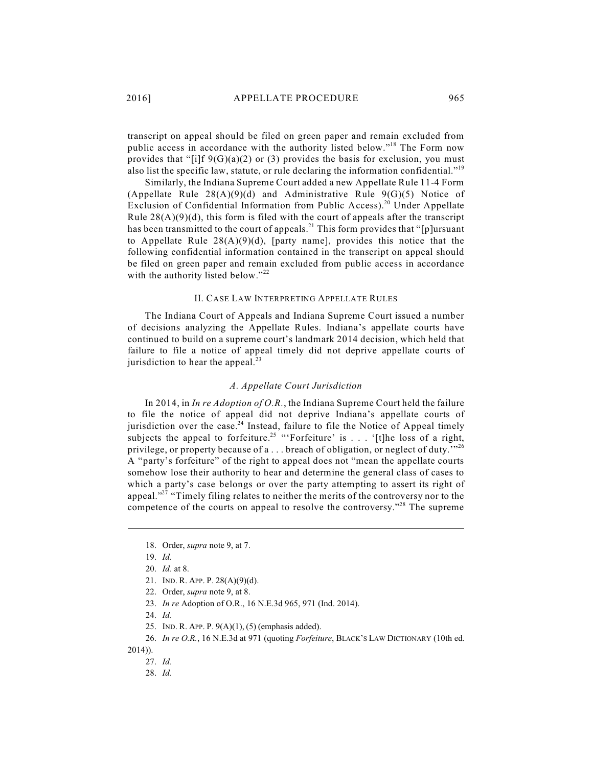transcript on appeal should be filed on green paper and remain excluded from public access in accordance with the authority listed below."[18] The Form now provides that "[i]f 9(G)(a)(2) or (3) provides the basis for exclusion, you must also list the specific law, statute, or rule declaring the information confidential."[19]

Similarly, the Indiana Supreme Court added a new Appellate Rule 11-4 Form (Appellate Rule 28(A)(9)(d) and Administrative Rule 9(G)(5) Notice of Exclusion of Confidential Information from Public Access).[20] Under Appellate Rule 28(A)(9)(d), this form is filed with the court of appeals after the transcript has been transmitted to the court of appeals.[21] This form provides that "[p]ursuant to Appellate Rule 28(A)(9)(d), [party name], provides this notice that the following confidential information contained in the transcript on appeal should be filed on green paper and remain excluded from public access in accordance with the authority listed below."[22]

## II. CASE LAW INTERPRETING APPELLATE RULES

The Indiana Court of Appeals and Indiana Supreme Court issued a number of decisions analyzing the Appellate Rules. Indiana's appellate courts have continued to build on a supreme court's landmark 2014 decision, which held that failure to file a notice of appeal timely did not deprive appellate courts of jurisdiction to hear the appeal.[23]

### *A. Appellate Court Jurisdiction*

In 2014, in *In re Adoption of O.R.*, the Indiana Supreme Court held the failure to file the notice of appeal did not deprive Indiana's appellate courts of jurisdiction over the case.[24] Instead, failure to file the Notice of Appeal timely subjects the appeal to forfeiture.[25] "'Forfeiture' is . . . '[t]he loss of a right, privilege, or property because of a . . . breach of obligation, or neglect of duty.'"[26] A "party's forfeiture" of the right to appeal does not "mean the appellate courts somehow lose their authority to hear and determine the general class of cases to which a party's case belongs or over the party attempting to assert its right of appeal."[27] "Timely filing relates to neither the merits of the controversy nor to the competence of the courts on appeal to resolve the controversy."[28] The supreme

---

18. Order, *supra* note 9, at 7.
19. *Id.*
20. *Id.* at 8.
21. IND. R. APP. P. 28(A)(9)(d).
22. Order, *supra* note 9, at 8.
23. *In re* Adoption of O.R., 16 N.E.3d 965, 971 (Ind. 2014).
24. *Id.*
25. IND. R. APP. P. 9(A)(1), (5) (emphasis added).
26. *In re O.R.*, 16 N.E.3d at 971 (quoting *Forfeiture*, BLACK'S LAW DICTIONARY (10th ed. 2014)).
27. *Id.*
28. *Id.*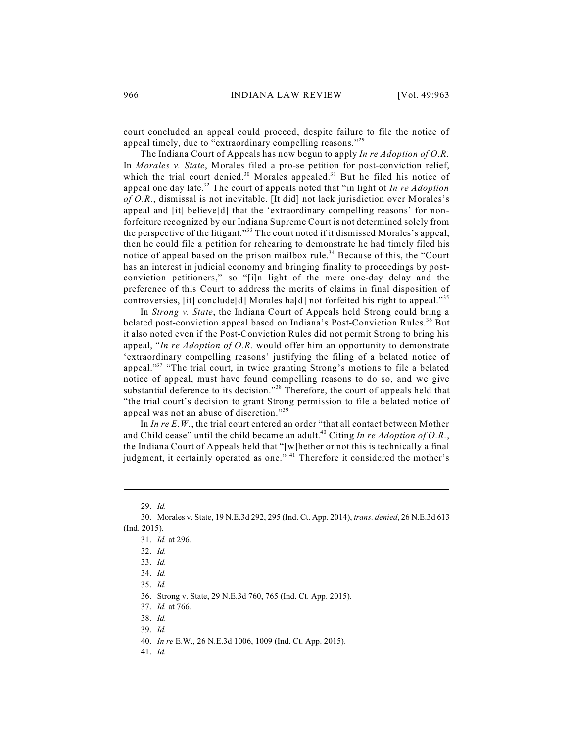court concluded an appeal could proceed, despite failure to file the notice of appeal timely, due to "extraordinary compelling reasons."[29]

The Indiana Court of Appeals has now begun to apply *In re Adoption of O.R.* In *Morales v. State*, Morales filed a pro-se petition for post-conviction relief, which the trial court denied.[30] Morales appealed.[31] But he filed his notice of appeal one day late.[32] The court of appeals noted that "in light of *In re Adoption of O.R.*, dismissal is not inevitable. [It did] not lack jurisdiction over Morales's appeal and [it] believe[d] that the 'extraordinary compelling reasons' for non-forfeiture recognized by our Indiana Supreme Court is not determined solely from the perspective of the litigant."[33] The court noted if it dismissed Morales's appeal, then he could file a petition for rehearing to demonstrate he had timely filed his notice of appeal based on the prison mailbox rule.[34] Because of this, the "Court has an interest in judicial economy and bringing finality to proceedings by post-conviction petitioners," so "[i]n light of the mere one-day delay and the preference of this Court to address the merits of claims in final disposition of controversies, [it] conclude[d] Morales ha[d] not forfeited his right to appeal."[35]

In *Strong v. State*, the Indiana Court of Appeals held Strong could bring a belated post-conviction appeal based on Indiana's Post-Conviction Rules.[36] But it also noted even if the Post-Conviction Rules did not permit Strong to bring his appeal, "*In re Adoption of O.R.* would offer him an opportunity to demonstrate 'extraordinary compelling reasons' justifying the filing of a belated notice of appeal."[37] "The trial court, in twice granting Strong's motions to file a belated notice of appeal, must have found compelling reasons to do so, and we give substantial deference to its decision."[38] Therefore, the court of appeals held that "the trial court's decision to grant Strong permission to file a belated notice of appeal was not an abuse of discretion."[39]

In *In re E.W.*, the trial court entered an order "that all contact between Mother and Child cease" until the child became an adult.[40] Citing *In re Adoption of O.R.*, the Indiana Court of Appeals held that "[w]hether or not this is technically a final judgment, it certainly operated as one." [41] Therefore it considered the mother's

---

29. *Id.*

30. Morales v. State, 19 N.E.3d 292, 295 (Ind. Ct. App. 2014), *trans. denied*, 26 N.E.3d 613 (Ind. 2015).

31. *Id.* at 296.

32. *Id.*

33. *Id.*

34. *Id.*

35. *Id.*

36. Strong v. State, 29 N.E.3d 760, 765 (Ind. Ct. App. 2015).

37. *Id.* at 766.

38. *Id.*

39. *Id.*

40. *In re* E.W., 26 N.E.3d 1006, 1009 (Ind. Ct. App. 2015).

41. *Id.*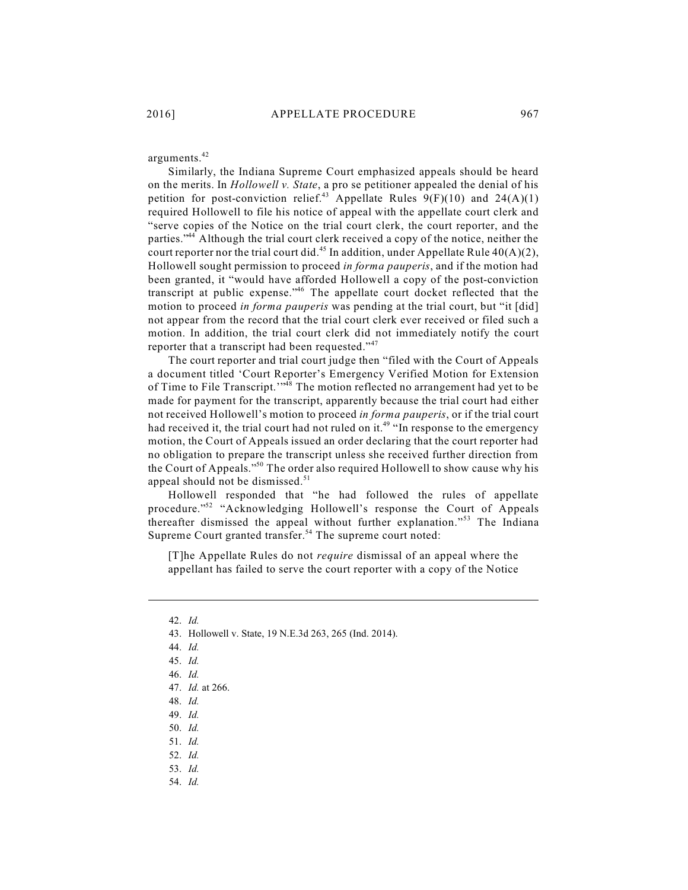arguments.[42]

Similarly, the Indiana Supreme Court emphasized appeals should be heard on the merits. In *Hollowell v. State*, a pro se petitioner appealed the denial of his petition for post-conviction relief.[43] Appellate Rules 9(F)(10) and 24(A)(1) required Hollowell to file his notice of appeal with the appellate court clerk and "serve copies of the Notice on the trial court clerk, the court reporter, and the parties."[44] Although the trial court clerk received a copy of the notice, neither the court reporter nor the trial court did.[45] In addition, under Appellate Rule 40(A)(2), Hollowell sought permission to proceed *in forma pauperis*, and if the motion had been granted, it "would have afforded Hollowell a copy of the post-conviction transcript at public expense."[46] The appellate court docket reflected that the motion to proceed *in forma pauperis* was pending at the trial court, but "it [did] not appear from the record that the trial court clerk ever received or filed such a motion. In addition, the trial court clerk did not immediately notify the court reporter that a transcript had been requested."[47]

The court reporter and trial court judge then "filed with the Court of Appeals a document titled 'Court Reporter's Emergency Verified Motion for Extension of Time to File Transcript.'"[48] The motion reflected no arrangement had yet to be made for payment for the transcript, apparently because the trial court had either not received Hollowell's motion to proceed *in forma pauperis*, or if the trial court had received it, the trial court had not ruled on it.[49] "In response to the emergency motion, the Court of Appeals issued an order declaring that the court reporter had no obligation to prepare the transcript unless she received further direction from the Court of Appeals."[50] The order also required Hollowell to show cause why his appeal should not be dismissed.[51]

Hollowell responded that "he had followed the rules of appellate procedure."[52] "Acknowledging Hollowell's response the Court of Appeals thereafter dismissed the appeal without further explanation."[53] The Indiana Supreme Court granted transfer.[54] The supreme court noted:

> [T]he Appellate Rules do not *require* dismissal of an appeal where the appellant has failed to serve the court reporter with a copy of the Notice

---

42. *Id.*
43. Hollowell v. State, 19 N.E.3d 263, 265 (Ind. 2014).
44. *Id.*
45. *Id.*
46. *Id.*
47. *Id.* at 266.
48. *Id.*
49. *Id.*
50. *Id.*
51. *Id.*
52. *Id.*
53. *Id.*
54. *Id.*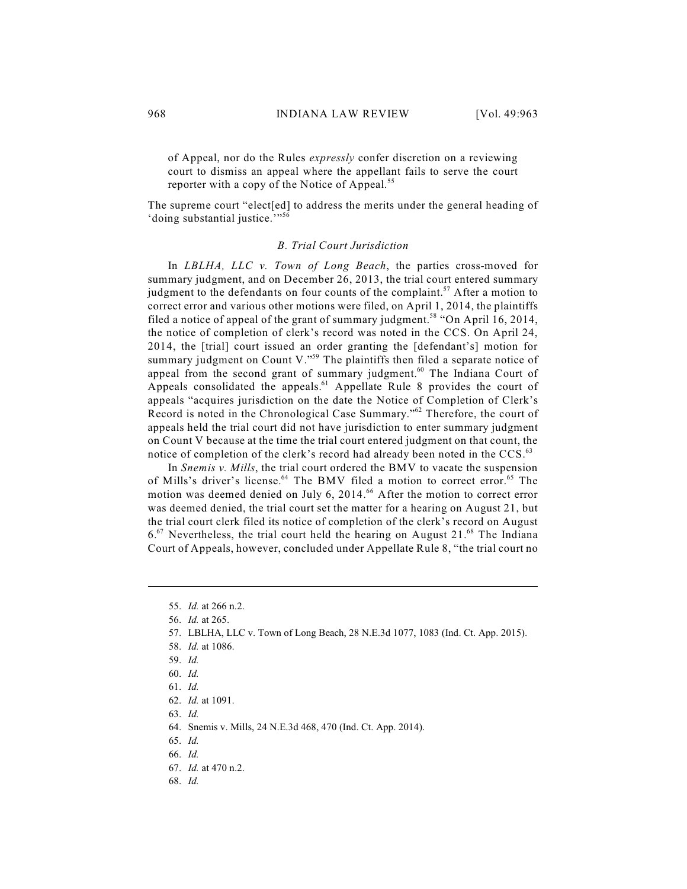of Appeal, nor do the Rules *expressly* confer discretion on a reviewing court to dismiss an appeal where the appellant fails to serve the court reporter with a copy of the Notice of Appeal.[55]

The supreme court "elect[ed] to address the merits under the general heading of 'doing substantial justice.'"[56]

### *B. Trial Court Jurisdiction*

In *LBLHA, LLC v. Town of Long Beach*, the parties cross-moved for summary judgment, and on December 26, 2013, the trial court entered summary judgment to the defendants on four counts of the complaint.[57] After a motion to correct error and various other motions were filed, on April 1, 2014, the plaintiffs filed a notice of appeal of the grant of summary judgment.[58] "On April 16, 2014, the notice of completion of clerk's record was noted in the CCS. On April 24, 2014, the [trial] court issued an order granting the [defendant's] motion for summary judgment on Count V."[59] The plaintiffs then filed a separate notice of appeal from the second grant of summary judgment.[60] The Indiana Court of Appeals consolidated the appeals.[61] Appellate Rule 8 provides the court of appeals "acquires jurisdiction on the date the Notice of Completion of Clerk's Record is noted in the Chronological Case Summary."[62] Therefore, the court of appeals held the trial court did not have jurisdiction to enter summary judgment on Count V because at the time the trial court entered judgment on that count, the notice of completion of the clerk's record had already been noted in the CCS.[63]

In *Snemis v. Mills*, the trial court ordered the BMV to vacate the suspension of Mills's driver's license.[64] The BMV filed a motion to correct error.[65] The motion was deemed denied on July 6, 2014.[66] After the motion to correct error was deemed denied, the trial court set the matter for a hearing on August 21, but the trial court clerk filed its notice of completion of the clerk's record on August 6.[67] Nevertheless, the trial court held the hearing on August 21.[68] The Indiana Court of Appeals, however, concluded under Appellate Rule 8, "the trial court no

---

55. *Id.* at 266 n.2.
56. *Id.* at 265.
57. LBLHA, LLC v. Town of Long Beach, 28 N.E.3d 1077, 1083 (Ind. Ct. App. 2015).
58. *Id.* at 1086.
59. *Id.*
60. *Id.*
61. *Id.*
62. *Id.* at 1091.
63. *Id.*
64. Snemis v. Mills, 24 N.E.3d 468, 470 (Ind. Ct. App. 2014).
65. *Id.*
66. *Id.*
67. *Id.* at 470 n.2.
68. *Id.*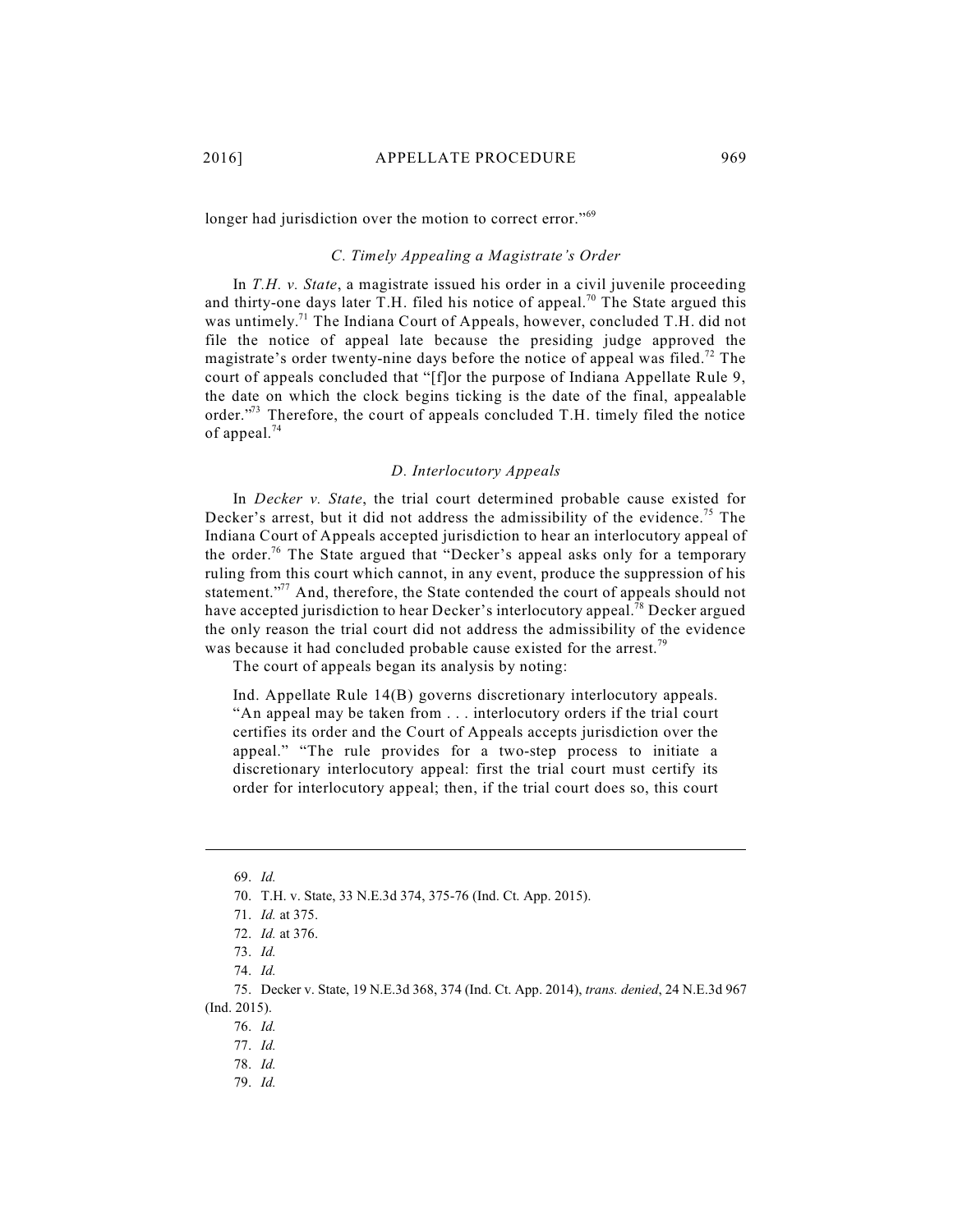longer had jurisdiction over the motion to correct error."[69]

### *C. Timely Appealing a Magistrate's Order*

In *T.H. v. State*, a magistrate issued his order in a civil juvenile proceeding and thirty-one days later T.H. filed his notice of appeal.[70] The State argued this was untimely.[71] The Indiana Court of Appeals, however, concluded T.H. did not file the notice of appeal late because the presiding judge approved the magistrate's order twenty-nine days before the notice of appeal was filed.[72] The court of appeals concluded that "[f]or the purpose of Indiana Appellate Rule 9, the date on which the clock begins ticking is the date of the final, appealable order."[73] Therefore, the court of appeals concluded T.H. timely filed the notice of appeal.[74]

### *D. Interlocutory Appeals*

In *Decker v. State*, the trial court determined probable cause existed for Decker's arrest, but it did not address the admissibility of the evidence.[75] The Indiana Court of Appeals accepted jurisdiction to hear an interlocutory appeal of the order.[76] The State argued that "Decker's appeal asks only for a temporary ruling from this court which cannot, in any event, produce the suppression of his statement."[77] And, therefore, the State contended the court of appeals should not have accepted jurisdiction to hear Decker's interlocutory appeal.[78] Decker argued the only reason the trial court did not address the admissibility of the evidence was because it had concluded probable cause existed for the arrest.[79]

The court of appeals began its analysis by noting:

> Ind. Appellate Rule 14(B) governs discretionary interlocutory appeals. "An appeal may be taken from . . . interlocutory orders if the trial court certifies its order and the Court of Appeals accepts jurisdiction over the appeal." "The rule provides for a two-step process to initiate a discretionary interlocutory appeal: first the trial court must certify its order for interlocutory appeal; then, if the trial court does so, this court

---

69. *Id.*

70. T.H. v. State, 33 N.E.3d 374, 375-76 (Ind. Ct. App. 2015).

71. *Id.* at 375.

72. *Id.* at 376.

73. *Id.*

74. *Id.*

75. Decker v. State, 19 N.E.3d 368, 374 (Ind. Ct. App. 2014), *trans. denied*, 24 N.E.3d 967 (Ind. 2015).

76. *Id.*

77. *Id.*

78. *Id.*

79. *Id.*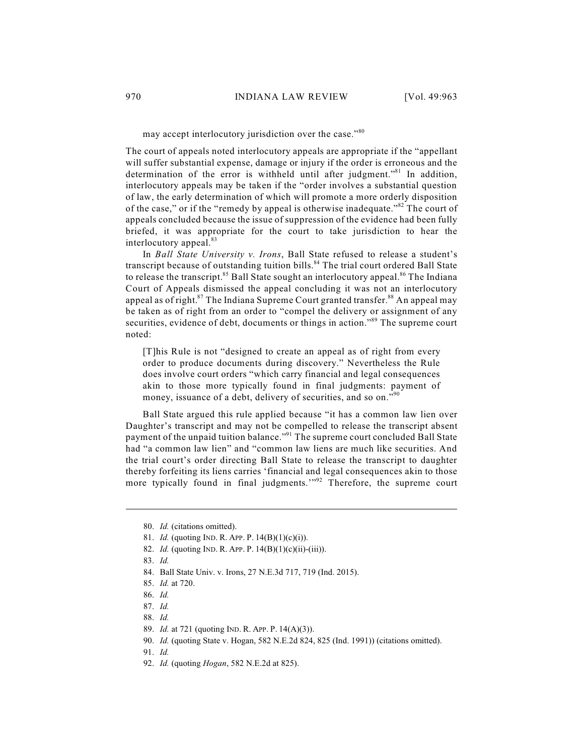may accept interlocutory jurisdiction over the case."[80]

The court of appeals noted interlocutory appeals are appropriate if the "appellant will suffer substantial expense, damage or injury if the order is erroneous and the determination of the error is withheld until after judgment."[81] In addition, interlocutory appeals may be taken if the "order involves a substantial question of law, the early determination of which will promote a more orderly disposition of the case," or if the "remedy by appeal is otherwise inadequate."[82] The court of appeals concluded because the issue of suppression of the evidence had been fully briefed, it was appropriate for the court to take jurisdiction to hear the interlocutory appeal.[83]

In *Ball State University v. Irons*, Ball State refused to release a student's transcript because of outstanding tuition bills.[84] The trial court ordered Ball State to release the transcript.[85] Ball State sought an interlocutory appeal.[86] The Indiana Court of Appeals dismissed the appeal concluding it was not an interlocutory appeal as of right.[87] The Indiana Supreme Court granted transfer.[88] An appeal may be taken as of right from an order to "compel the delivery or assignment of any securities, evidence of debt, documents or things in action."[89] The supreme court noted:

> [T]his Rule is not "designed to create an appeal as of right from every order to produce documents during discovery." Nevertheless the Rule does involve court orders "which carry financial and legal consequences akin to those more typically found in final judgments: payment of money, issuance of a debt, delivery of securities, and so on."[90]

Ball State argued this rule applied because "it has a common law lien over Daughter's transcript and may not be compelled to release the transcript absent payment of the unpaid tuition balance."[91] The supreme court concluded Ball State had "a common law lien" and "common law liens are much like securities. And the trial court's order directing Ball State to release the transcript to daughter thereby forfeiting its liens carries 'financial and legal consequences akin to those more typically found in final judgments.'"[92] Therefore, the supreme court

---

80. *Id.* (citations omitted).
81. *Id.* (quoting IND. R. APP. P. 14(B)(1)(c)(i)).
82. *Id.* (quoting IND. R. APP. P. 14(B)(1)(c)(ii)-(iii)).
83. *Id.*
84. Ball State Univ. v. Irons, 27 N.E.3d 717, 719 (Ind. 2015).
85. *Id.* at 720.
86. *Id.*
87. *Id.*
88. *Id.*
89. *Id.* at 721 (quoting IND. R. APP. P. 14(A)(3)).
90. *Id.* (quoting State v. Hogan, 582 N.E.2d 824, 825 (Ind. 1991)) (citations omitted).
91. *Id.*
92. *Id.* (quoting *Hogan*, 582 N.E.2d at 825).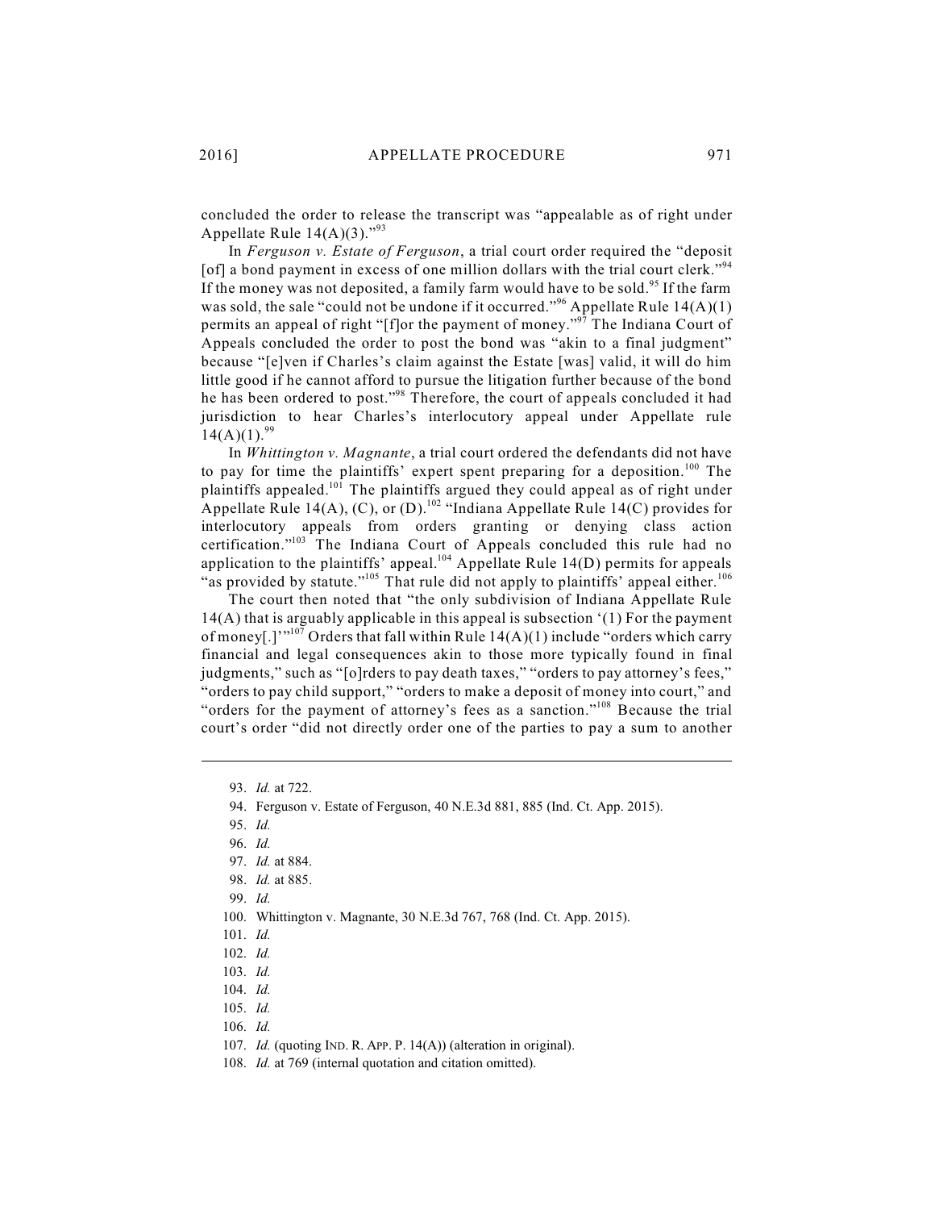concluded the order to release the transcript was "appealable as of right under Appellate Rule 14(A)(3)."[93]

In *Ferguson v. Estate of Ferguson*, a trial court order required the "deposit [of] a bond payment in excess of one million dollars with the trial court clerk."[94] If the money was not deposited, a family farm would have to be sold.[95] If the farm was sold, the sale "could not be undone if it occurred."[96] Appellate Rule 14(A)(1) permits an appeal of right "[f]or the payment of money."[97] The Indiana Court of Appeals concluded the order to post the bond was "akin to a final judgment" because "[e]ven if Charles's claim against the Estate [was] valid, it will do him little good if he cannot afford to pursue the litigation further because of the bond he has been ordered to post."[98] Therefore, the court of appeals concluded it had jurisdiction to hear Charles's interlocutory appeal under Appellate rule 14(A)(1).[99]

In *Whittington v. Magnante*, a trial court ordered the defendants did not have to pay for time the plaintiffs' expert spent preparing for a deposition.[100] The plaintiffs appealed.[101] The plaintiffs argued they could appeal as of right under Appellate Rule 14(A), (C), or (D).[102] "Indiana Appellate Rule 14(C) provides for interlocutory appeals from orders granting or denying class action certification."[103] The Indiana Court of Appeals concluded this rule had no application to the plaintiffs' appeal.[104] Appellate Rule 14(D) permits for appeals "as provided by statute."[105] That rule did not apply to plaintiffs' appeal either.[106]

The court then noted that "the only subdivision of Indiana Appellate Rule 14(A) that is arguably applicable in this appeal is subsection '(1) For the payment of money[.]'"[107] Orders that fall within Rule 14(A)(1) include "orders which carry financial and legal consequences akin to those more typically found in final judgments," such as "[o]rders to pay death taxes," "orders to pay attorney's fees," "orders to pay child support," "orders to make a deposit of money into court," and "orders for the payment of attorney's fees as a sanction."[108] Because the trial court's order "did not directly order one of the parties to pay a sum to another

---

93. *Id.* at 722.
94. Ferguson v. Estate of Ferguson, 40 N.E.3d 881, 885 (Ind. Ct. App. 2015).
95. *Id.*
96. *Id.*
97. *Id.* at 884.
98. *Id.* at 885.
99. *Id.*
100. Whittington v. Magnante, 30 N.E.3d 767, 768 (Ind. Ct. App. 2015).
101. *Id.*
102. *Id.*
103. *Id.*
104. *Id.*
105. *Id.*
106. *Id.*
107. *Id.* (quoting IND. R. APP. P. 14(A)) (alteration in original).
108. *Id.* at 769 (internal quotation and citation omitted).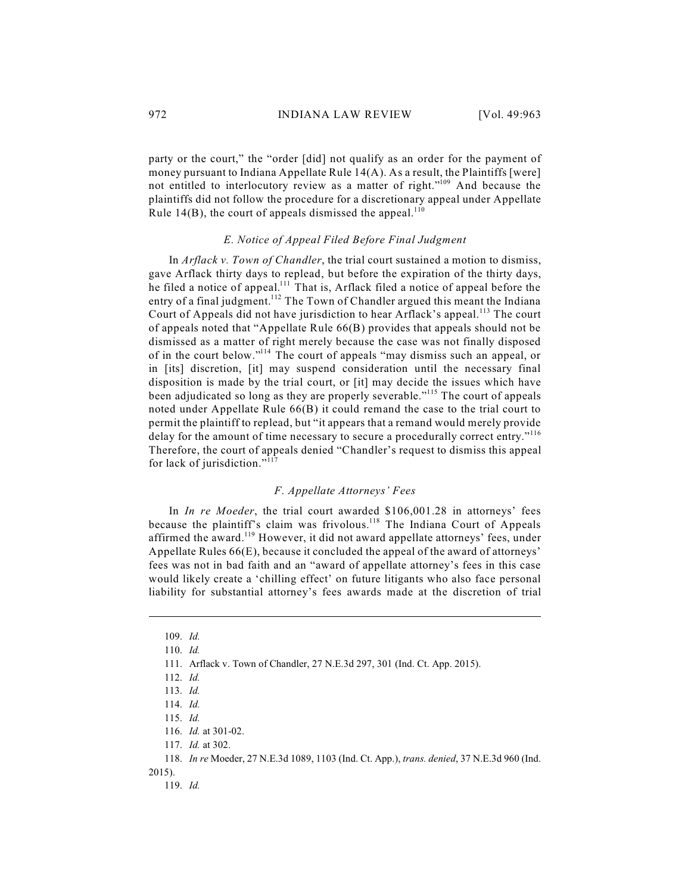party or the court," the "order [did] not qualify as an order for the payment of money pursuant to Indiana Appellate Rule 14(A). As a result, the Plaintiffs [were] not entitled to interlocutory review as a matter of right."[109] And because the plaintiffs did not follow the procedure for a discretionary appeal under Appellate Rule 14(B), the court of appeals dismissed the appeal.[110]

### *E. Notice of Appeal Filed Before Final Judgment*

In *Arflack v. Town of Chandler*, the trial court sustained a motion to dismiss, gave Arflack thirty days to replead, but before the expiration of the thirty days, he filed a notice of appeal.[111] That is, Arflack filed a notice of appeal before the entry of a final judgment.[112] The Town of Chandler argued this meant the Indiana Court of Appeals did not have jurisdiction to hear Arflack's appeal.[113] The court of appeals noted that "Appellate Rule 66(B) provides that appeals should not be dismissed as a matter of right merely because the case was not finally disposed of in the court below."[114] The court of appeals "may dismiss such an appeal, or in [its] discretion, [it] may suspend consideration until the necessary final disposition is made by the trial court, or [it] may decide the issues which have been adjudicated so long as they are properly severable."[115] The court of appeals noted under Appellate Rule 66(B) it could remand the case to the trial court to permit the plaintiff to replead, but "it appears that a remand would merely provide delay for the amount of time necessary to secure a procedurally correct entry."[116] Therefore, the court of appeals denied "Chandler's request to dismiss this appeal for lack of jurisdiction."[117]

### *F. Appellate Attorneys' Fees*

In *In re Moeder*, the trial court awarded $106,001.28 in attorneys' fees because the plaintiff's claim was frivolous.[118] The Indiana Court of Appeals affirmed the award.[119] However, it did not award appellate attorneys' fees, under Appellate Rules 66(E), because it concluded the appeal of the award of attorneys' fees was not in bad faith and an "award of appellate attorney's fees in this case would likely create a 'chilling effect' on future litigants who also face personal liability for substantial attorney's fees awards made at the discretion of trial

---

109. *Id.*

110. *Id.*

111. Arflack v. Town of Chandler, 27 N.E.3d 297, 301 (Ind. Ct. App. 2015).

112. *Id.*

113. *Id.*

114. *Id.*

115. *Id.*

116. *Id.* at 301-02.

117. *Id.* at 302.

118. *In re* Moeder, 27 N.E.3d 1089, 1103 (Ind. Ct. App.), *trans. denied*, 37 N.E.3d 960 (Ind. 2015).

119. *Id.*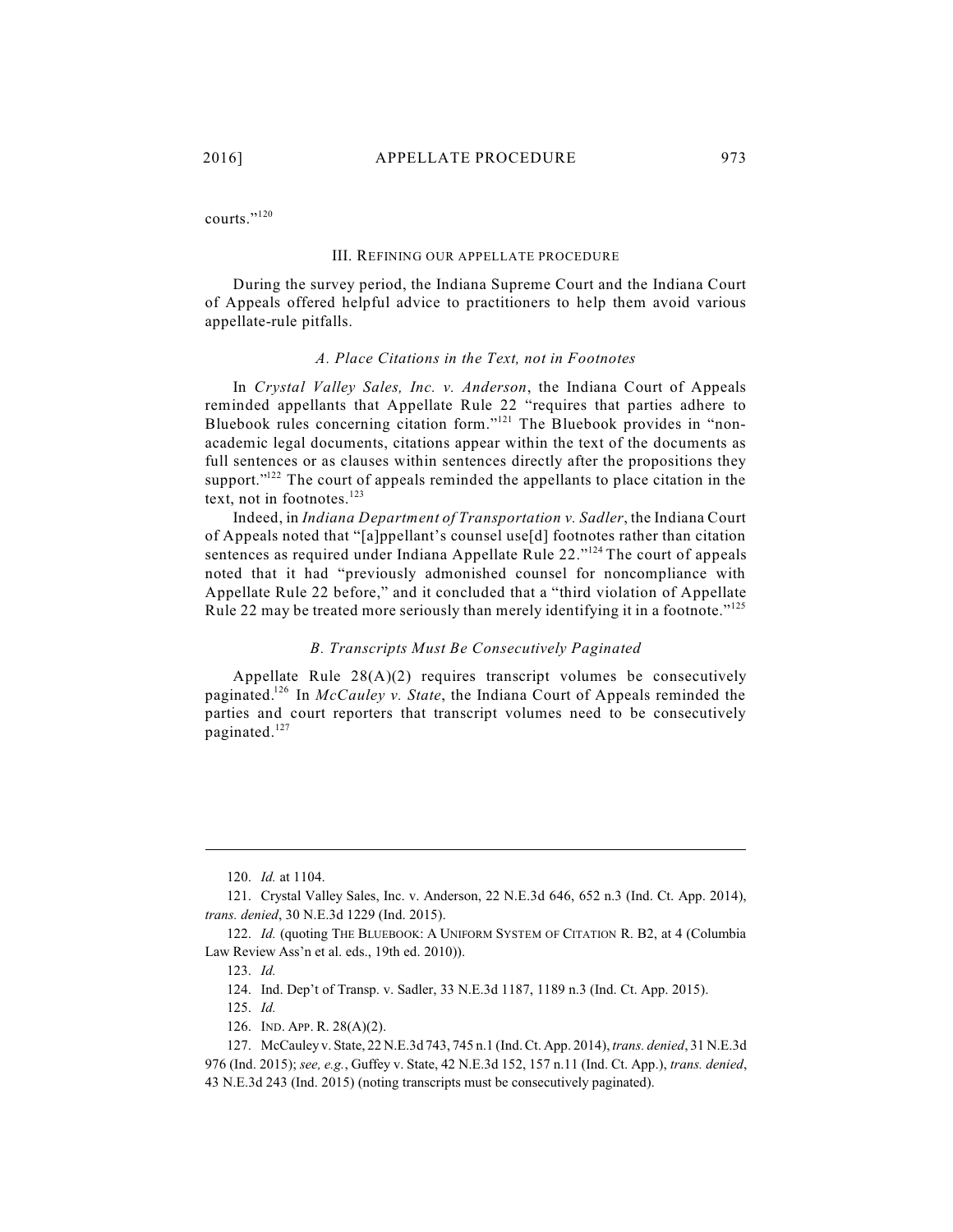courts."[120]

## III. REFINING OUR APPELLATE PROCEDURE

During the survey period, the Indiana Supreme Court and the Indiana Court of Appeals offered helpful advice to practitioners to help them avoid various appellate-rule pitfalls.

### *A. Place Citations in the Text, not in Footnotes*

In *Crystal Valley Sales, Inc. v. Anderson*, the Indiana Court of Appeals reminded appellants that Appellate Rule 22 "requires that parties adhere to Bluebook rules concerning citation form."[121] The Bluebook provides in "non-academic legal documents, citations appear within the text of the documents as full sentences or as clauses within sentences directly after the propositions they support."[122] The court of appeals reminded the appellants to place citation in the text, not in footnotes.[123]

Indeed, in *Indiana Department of Transportation v. Sadler*, the Indiana Court of Appeals noted that "[a]ppellant's counsel use[d] footnotes rather than citation sentences as required under Indiana Appellate Rule 22."[124] The court of appeals noted that it had "previously admonished counsel for noncompliance with Appellate Rule 22 before," and it concluded that a "third violation of Appellate Rule 22 may be treated more seriously than merely identifying it in a footnote."[125]

### *B. Transcripts Must Be Consecutively Paginated*

Appellate Rule 28(A)(2) requires transcript volumes be consecutively paginated.[126] In *McCauley v. State*, the Indiana Court of Appeals reminded the parties and court reporters that transcript volumes need to be consecutively paginated.[127]

---

120. *Id.* at 1104.

121. Crystal Valley Sales, Inc. v. Anderson, 22 N.E.3d 646, 652 n.3 (Ind. Ct. App. 2014), *trans. denied*, 30 N.E.3d 1229 (Ind. 2015).

122. *Id.* (quoting THE BLUEBOOK: A UNIFORM SYSTEM OF CITATION R. B2, at 4 (Columbia Law Review Ass'n et al. eds., 19th ed. 2010)).

123. *Id.*

124. Ind. Dep't of Transp. v. Sadler, 33 N.E.3d 1187, 1189 n.3 (Ind. Ct. App. 2015).

125. *Id.*

126. IND. APP. R. 28(A)(2).

127. McCauley v. State, 22 N.E.3d 743, 745 n.1 (Ind. Ct. App. 2014), *trans. denied*, 31 N.E.3d 976 (Ind. 2015); *see, e.g.*, Guffey v. State, 42 N.E.3d 152, 157 n.11 (Ind. Ct. App.), *trans. denied*, 43 N.E.3d 243 (Ind. 2015) (noting transcripts must be consecutively paginated).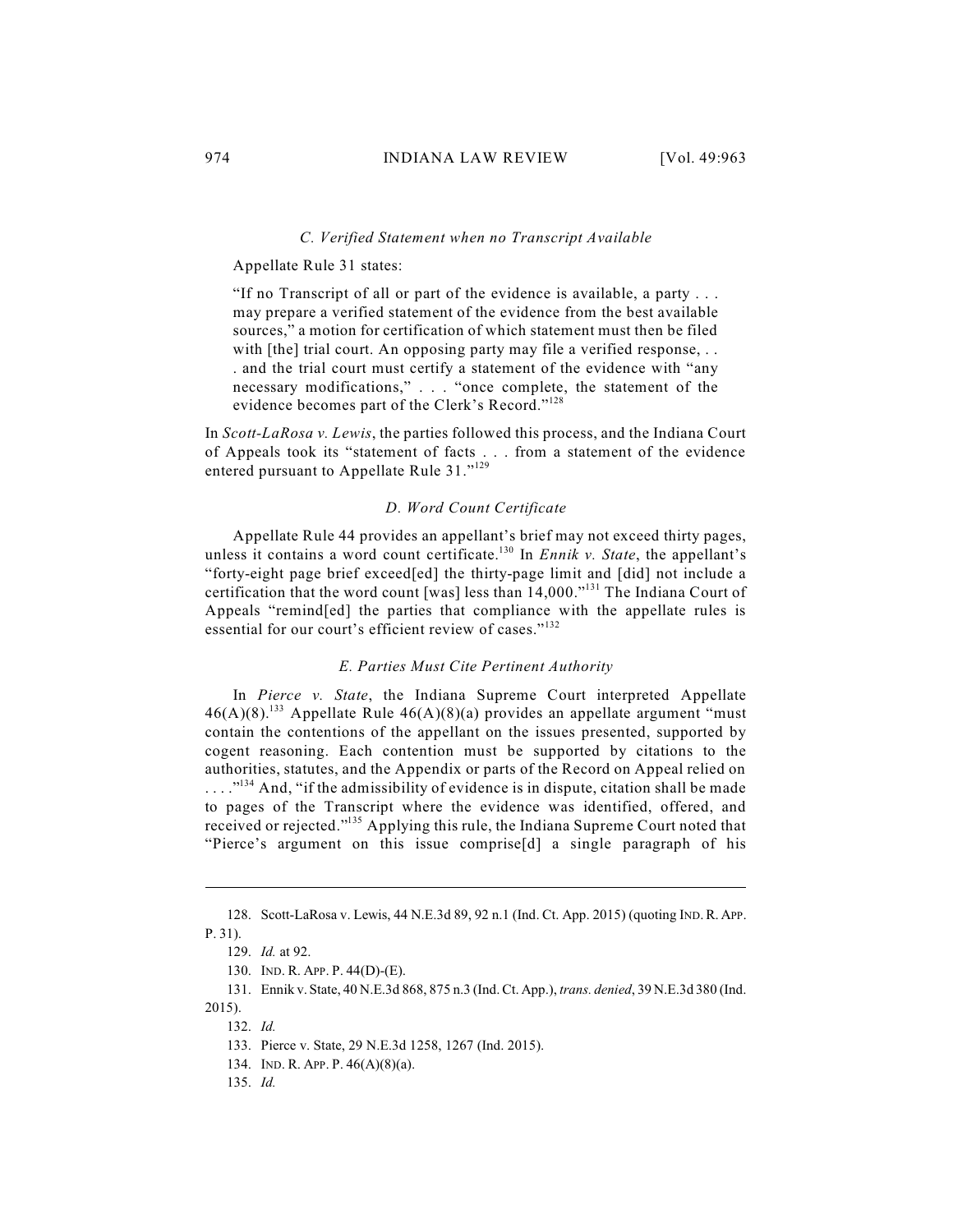### *C. Verified Statement when no Transcript Available*

Appellate Rule 31 states:

> "If no Transcript of all or part of the evidence is available, a party . . . may prepare a verified statement of the evidence from the best available sources," a motion for certification of which statement must then be filed with [the] trial court. An opposing party may file a verified response, . . . and the trial court must certify a statement of the evidence with "any necessary modifications," . . . "once complete, the statement of the evidence becomes part of the Clerk's Record."[128]

In *Scott-LaRosa v. Lewis*, the parties followed this process, and the Indiana Court of Appeals took its "statement of facts . . . from a statement of the evidence entered pursuant to Appellate Rule 31."[129]

### *D. Word Count Certificate*

Appellate Rule 44 provides an appellant's brief may not exceed thirty pages, unless it contains a word count certificate.[130] In *Ennik v. State*, the appellant's "forty-eight page brief exceed[ed] the thirty-page limit and [did] not include a certification that the word count [was] less than 14,000."[131] The Indiana Court of Appeals "remind[ed] the parties that compliance with the appellate rules is essential for our court's efficient review of cases."[132]

### *E. Parties Must Cite Pertinent Authority*

In *Pierce v. State*, the Indiana Supreme Court interpreted Appellate 46(A)(8).[133] Appellate Rule 46(A)(8)(a) provides an appellate argument "must contain the contentions of the appellant on the issues presented, supported by cogent reasoning. Each contention must be supported by citations to the authorities, statutes, and the Appendix or parts of the Record on Appeal relied on . . . ."[134] And, "if the admissibility of evidence is in dispute, citation shall be made to pages of the Transcript where the evidence was identified, offered, and received or rejected."[135] Applying this rule, the Indiana Supreme Court noted that "Pierce's argument on this issue comprise[d] a single paragraph of his

---

128. Scott-LaRosa v. Lewis, 44 N.E.3d 89, 92 n.1 (Ind. Ct. App. 2015) (quoting IND. R. APP. P. 31).

129. *Id.* at 92.

130. IND. R. APP. P. 44(D)-(E).

131. Ennik v. State, 40 N.E.3d 868, 875 n.3 (Ind. Ct. App.), *trans. denied*, 39 N.E.3d 380 (Ind. 2015).

132. *Id.*

133. Pierce v. State, 29 N.E.3d 1258, 1267 (Ind. 2015).

134. IND. R. APP. P. 46(A)(8)(a).

135. *Id.*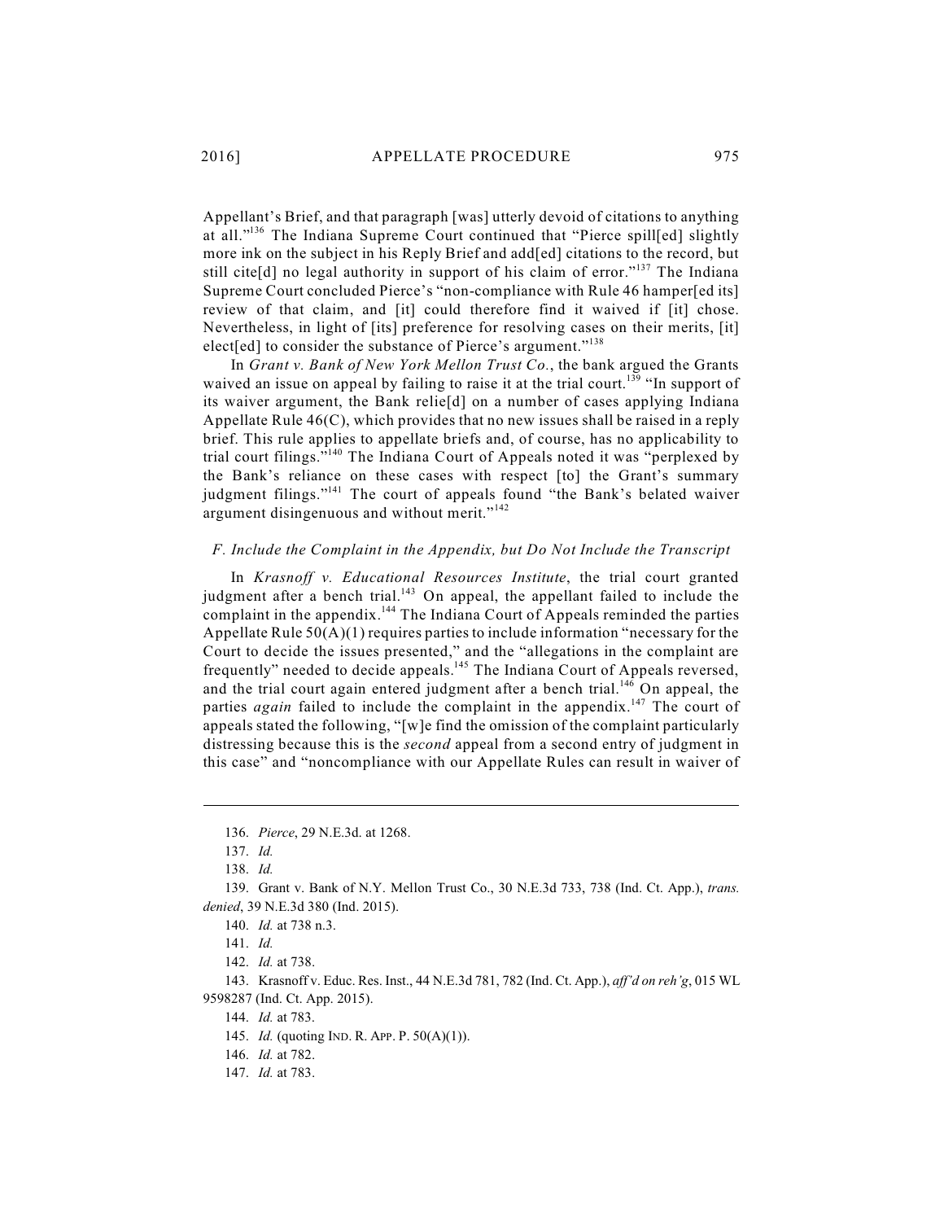Appellant's Brief, and that paragraph [was] utterly devoid of citations to anything at all."[136] The Indiana Supreme Court continued that "Pierce spill[ed] slightly more ink on the subject in his Reply Brief and add[ed] citations to the record, but still cite[d] no legal authority in support of his claim of error."[137] The Indiana Supreme Court concluded Pierce's "non-compliance with Rule 46 hamper[ed its] review of that claim, and [it] could therefore find it waived if [it] chose. Nevertheless, in light of [its] preference for resolving cases on their merits, [it] elect[ed] to consider the substance of Pierce's argument."[138]

In *Grant v. Bank of New York Mellon Trust Co.*, the bank argued the Grants waived an issue on appeal by failing to raise it at the trial court.[139] "In support of its waiver argument, the Bank relie[d] on a number of cases applying Indiana Appellate Rule 46(C), which provides that no new issues shall be raised in a reply brief. This rule applies to appellate briefs and, of course, has no applicability to trial court filings."[140] The Indiana Court of Appeals noted it was "perplexed by the Bank's reliance on these cases with respect [to] the Grant's summary judgment filings."[141] The court of appeals found "the Bank's belated waiver argument disingenuous and without merit."[142]

### *F. Include the Complaint in the Appendix, but Do Not Include the Transcript*

In *Krasnoff v. Educational Resources Institute*, the trial court granted judgment after a bench trial.[143] On appeal, the appellant failed to include the complaint in the appendix.[144] The Indiana Court of Appeals reminded the parties Appellate Rule 50(A)(1) requires parties to include information "necessary for the Court to decide the issues presented," and the "allegations in the complaint are frequently" needed to decide appeals.[145] The Indiana Court of Appeals reversed, and the trial court again entered judgment after a bench trial.[146] On appeal, the parties *again* failed to include the complaint in the appendix.[147] The court of appeals stated the following, "[w]e find the omission of the complaint particularly distressing because this is the *second* appeal from a second entry of judgment in this case" and "noncompliance with our Appellate Rules can result in waiver of

---

136. *Pierce*, 29 N.E.3d. at 1268.

137. *Id.*

138. *Id.*

139. Grant v. Bank of N.Y. Mellon Trust Co., 30 N.E.3d 733, 738 (Ind. Ct. App.), *trans. denied*, 39 N.E.3d 380 (Ind. 2015).

140. *Id.* at 738 n.3.

141. *Id.*

142. *Id.* at 738.

143. Krasnoff v. Educ. Res. Inst., 44 N.E.3d 781, 782 (Ind. Ct. App.), *aff'd on reh'g*, 015 WL 9598287 (Ind. Ct. App. 2015).

144. *Id.* at 783.

145. *Id.* (quoting IND. R. APP. P. 50(A)(1)).

146. *Id.* at 782.

147. *Id.* at 783.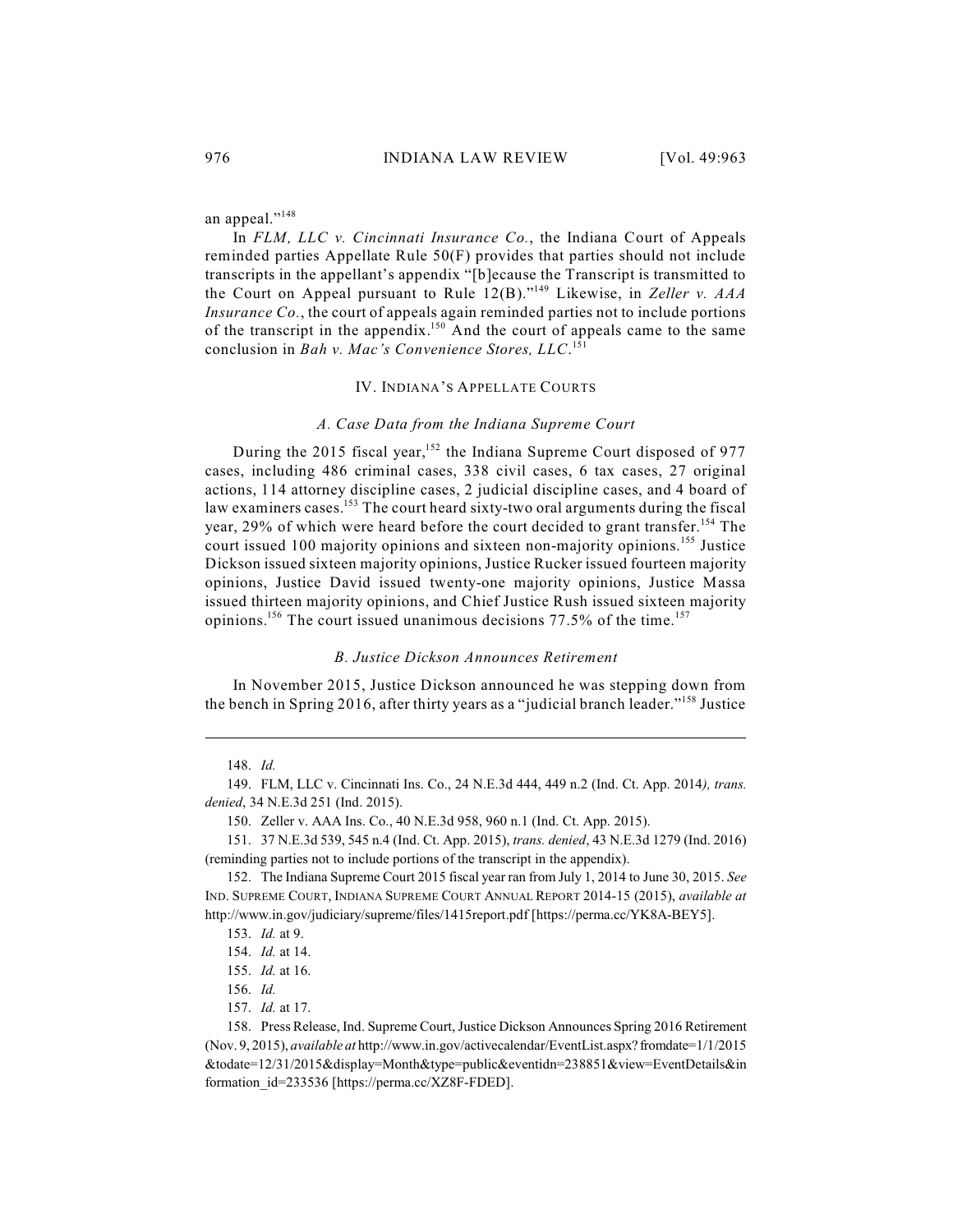an appeal."[148]

In *FLM, LLC v. Cincinnati Insurance Co.*, the Indiana Court of Appeals reminded parties Appellate Rule 50(F) provides that parties should not include transcripts in the appellant's appendix "[b]ecause the Transcript is transmitted to the Court on Appeal pursuant to Rule 12(B)."[149] Likewise, in *Zeller v. AAA Insurance Co.*, the court of appeals again reminded parties not to include portions of the transcript in the appendix.[150] And the court of appeals came to the same conclusion in *Bah v. Mac's Convenience Stores, LLC*.[151]

## IV. INDIANA'S APPELLATE COURTS

### *A. Case Data from the Indiana Supreme Court*

During the 2015 fiscal year,[152] the Indiana Supreme Court disposed of 977 cases, including 486 criminal cases, 338 civil cases, 6 tax cases, 27 original actions, 114 attorney discipline cases, 2 judicial discipline cases, and 4 board of law examiners cases.[153] The court heard sixty-two oral arguments during the fiscal year, 29% of which were heard before the court decided to grant transfer.[154] The court issued 100 majority opinions and sixteen non-majority opinions.[155] Justice Dickson issued sixteen majority opinions, Justice Rucker issued fourteen majority opinions, Justice David issued twenty-one majority opinions, Justice Massa issued thirteen majority opinions, and Chief Justice Rush issued sixteen majority opinions.[156] The court issued unanimous decisions 77.5% of the time.[157]

### *B. Justice Dickson Announces Retirement*

In November 2015, Justice Dickson announced he was stepping down from the bench in Spring 2016, after thirty years as a "judicial branch leader."[158] Justice

---

148. *Id.*

149. FLM, LLC v. Cincinnati Ins. Co., 24 N.E.3d 444, 449 n.2 (Ind. Ct. App. 2014*), trans. denied*, 34 N.E.3d 251 (Ind. 2015).

150. Zeller v. AAA Ins. Co., 40 N.E.3d 958, 960 n.1 (Ind. Ct. App. 2015).

151. 37 N.E.3d 539, 545 n.4 (Ind. Ct. App. 2015), *trans. denied*, 43 N.E.3d 1279 (Ind. 2016) (reminding parties not to include portions of the transcript in the appendix).

152. The Indiana Supreme Court 2015 fiscal year ran from July 1, 2014 to June 30, 2015. *See* IND. SUPREME COURT, INDIANA SUPREME COURT ANNUAL REPORT 2014-15 (2015), *available at* http://www.in.gov/judiciary/supreme/files/1415report.pdf [https://perma.cc/YK8A-BEY5].

153. *Id.* at 9.

154. *Id.* at 14.

155. *Id.* at 16.

156. *Id.*

157. *Id.* at 17.

158. Press Release, Ind. Supreme Court, Justice Dickson Announces Spring 2016 Retirement (Nov. 9, 2015), *available at* http://www.in.gov/activecalendar/EventList.aspx?fromdate=1/1/2015&todate=12/31/2015&display=Month&type=public&eventidn=238851&view=EventDetails&information_id=233536 [https://perma.cc/XZ8F-FDED].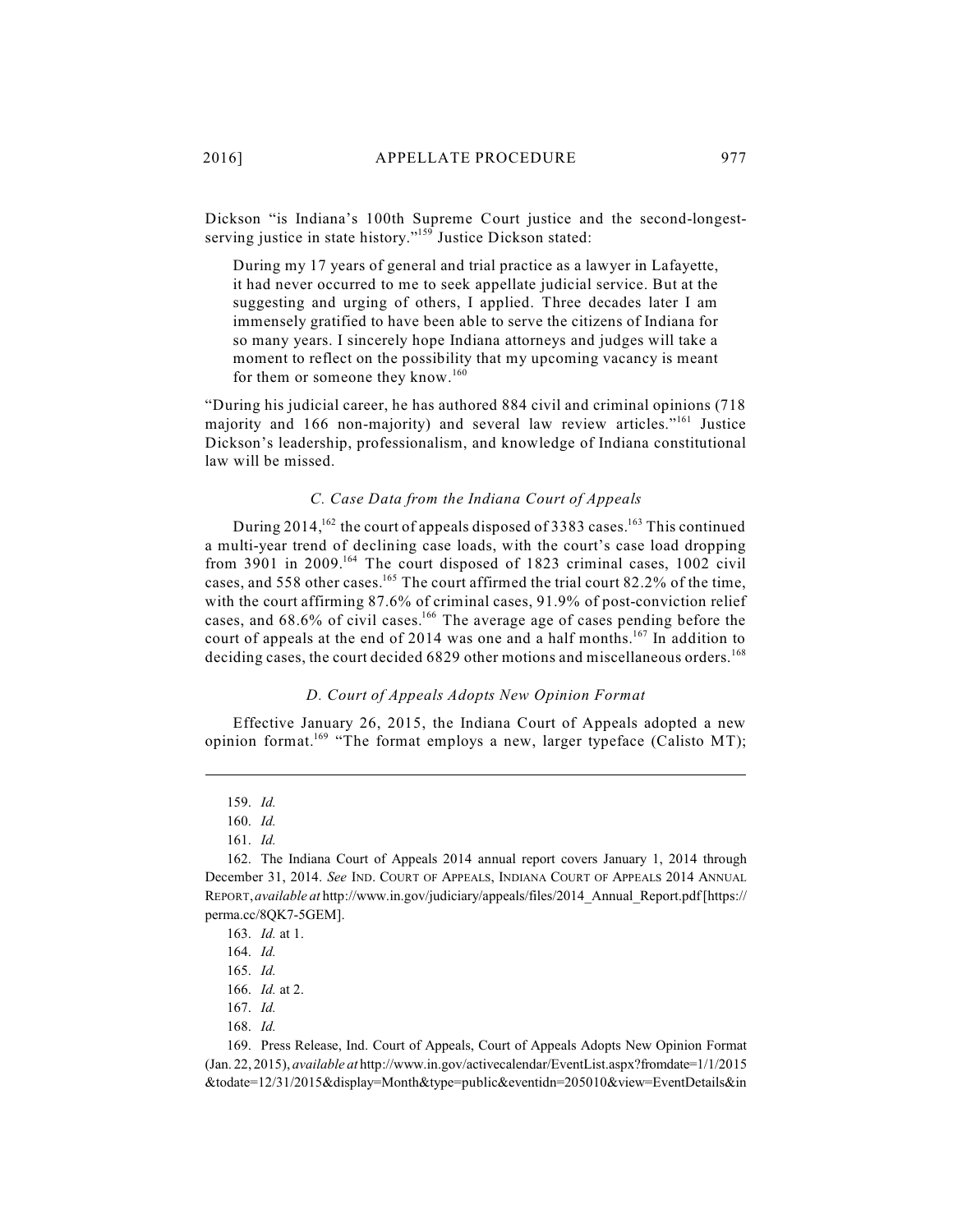Dickson "is Indiana's 100th Supreme Court justice and the second-longest-serving justice in state history."[159] Justice Dickson stated:

> During my 17 years of general and trial practice as a lawyer in Lafayette, it had never occurred to me to seek appellate judicial service. But at the suggesting and urging of others, I applied. Three decades later I am immensely gratified to have been able to serve the citizens of Indiana for so many years. I sincerely hope Indiana attorneys and judges will take a moment to reflect on the possibility that my upcoming vacancy is meant for them or someone they know.[160]

"During his judicial career, he has authored 884 civil and criminal opinions (718 majority and 166 non-majority) and several law review articles."[161] Justice Dickson's leadership, professionalism, and knowledge of Indiana constitutional law will be missed.

### *C. Case Data from the Indiana Court of Appeals*

During 2014,[162] the court of appeals disposed of 3383 cases.[163] This continued a multi-year trend of declining case loads, with the court's case load dropping from 3901 in 2009.[164] The court disposed of 1823 criminal cases, 1002 civil cases, and 558 other cases.[165] The court affirmed the trial court 82.2% of the time, with the court affirming 87.6% of criminal cases, 91.9% of post-conviction relief cases, and 68.6% of civil cases.[166] The average age of cases pending before the court of appeals at the end of 2014 was one and a half months.[167] In addition to deciding cases, the court decided 6829 other motions and miscellaneous orders.[168]

### *D. Court of Appeals Adopts New Opinion Format*

Effective January 26, 2015, the Indiana Court of Appeals adopted a new opinion format.[169] "The format employs a new, larger typeface (Calisto MT);

---

159. *Id.*

160. *Id.*

161. *Id.*

162. The Indiana Court of Appeals 2014 annual report covers January 1, 2014 through December 31, 2014. *See* IND. COURT OF APPEALS, INDIANA COURT OF APPEALS 2014 ANNUAL REPORT, *available at* http://www.in.gov/judiciary/appeals/files/2014_Annual_Report.pdf [https://perma.cc/8QK7-5GEM].

163. *Id.* at 1.

164. *Id.*

165. *Id.*

166. *Id.* at 2.

167. *Id.*

168. *Id.*

169. Press Release, Ind. Court of Appeals, Court of Appeals Adopts New Opinion Format (Jan. 22, 2015), *available at* http://www.in.gov/activecalendar/EventList.aspx?fromdate=1/1/2015&todate=12/31/2015&display=Month&type=public&eventidn=205010&view=EventDetails&in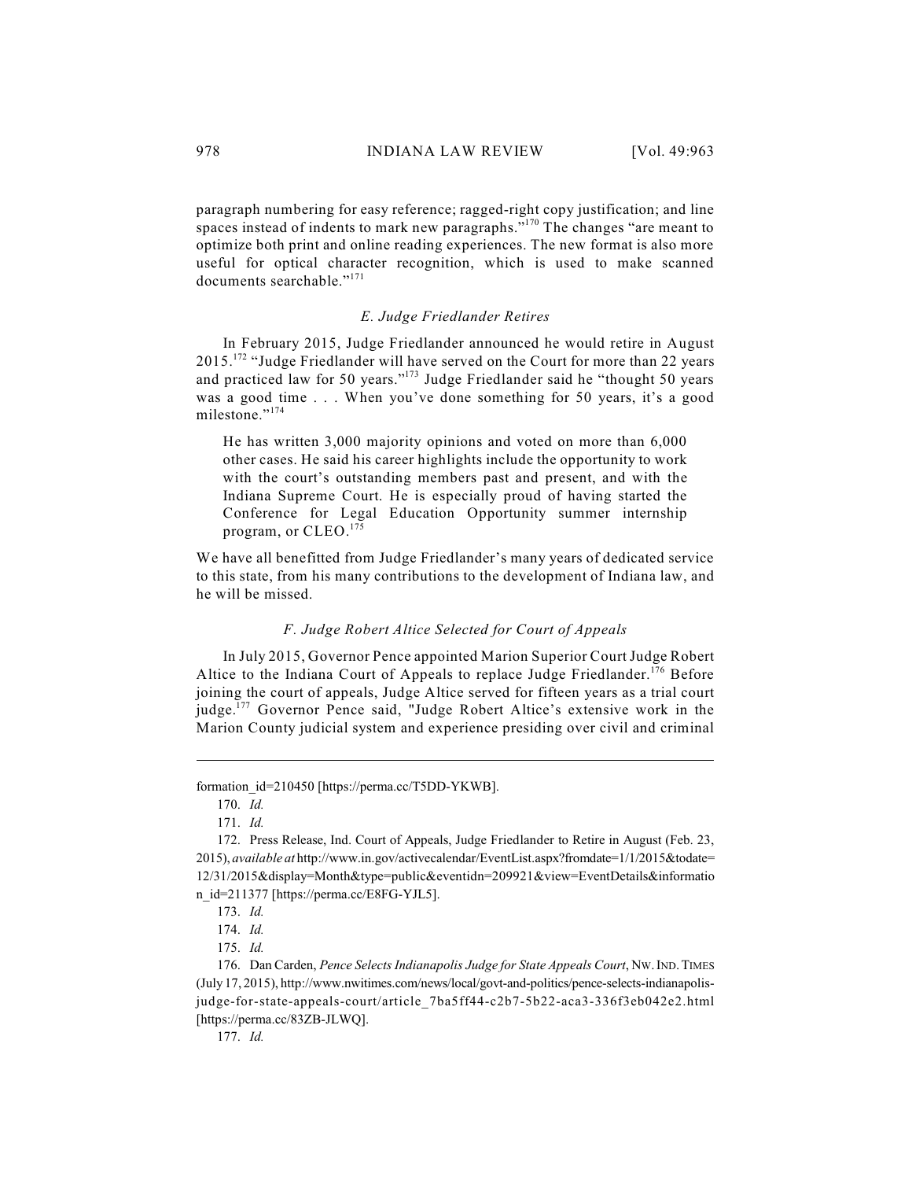paragraph numbering for easy reference; ragged-right copy justification; and line spaces instead of indents to mark new paragraphs."[170] The changes "are meant to optimize both print and online reading experiences. The new format is also more useful for optical character recognition, which is used to make scanned documents searchable."[171]

### *E. Judge Friedlander Retires*

In February 2015, Judge Friedlander announced he would retire in August 2015.[172] "Judge Friedlander will have served on the Court for more than 22 years and practiced law for 50 years."[173] Judge Friedlander said he "thought 50 years was a good time . . . When you've done something for 50 years, it's a good milestone."[174]

> He has written 3,000 majority opinions and voted on more than 6,000 other cases. He said his career highlights include the opportunity to work with the court's outstanding members past and present, and with the Indiana Supreme Court. He is especially proud of having started the Conference for Legal Education Opportunity summer internship program, or CLEO.[175]

We have all benefitted from Judge Friedlander's many years of dedicated service to this state, from his many contributions to the development of Indiana law, and he will be missed.

### *F. Judge Robert Altice Selected for Court of Appeals*

In July 2015, Governor Pence appointed Marion Superior Court Judge Robert Altice to the Indiana Court of Appeals to replace Judge Friedlander.[176] Before joining the court of appeals, Judge Altice served for fifteen years as a trial court judge.[177] Governor Pence said, "Judge Robert Altice's extensive work in the Marion County judicial system and experience presiding over civil and criminal

---

formation_id=210450 [https://perma.cc/T5DD-YKWB].

170. *Id.*

171. *Id.*

172. Press Release, Ind. Court of Appeals, Judge Friedlander to Retire in August (Feb. 23, 2015), *available at* http://www.in.gov/activecalendar/EventList.aspx?fromdate=1/1/2015&todate=12/31/2015&display=Month&type=public&eventidn=209921&view=EventDetails&information_id=211377 [https://perma.cc/E8FG-YJL5].

173. *Id.*

174. *Id.*

175. *Id.*

176. Dan Carden, *Pence Selects Indianapolis Judge for State Appeals Court*, NW. IND. TIMES (July 17, 2015), http://www.nwitimes.com/news/local/govt-and-politics/pence-selects-indianapolis-judge-for-state-appeals-court/article_7ba5ff44-c2b7-5b22-aca3-336f3eb042e2.html [https://perma.cc/83ZB-JLWQ].

177. *Id.*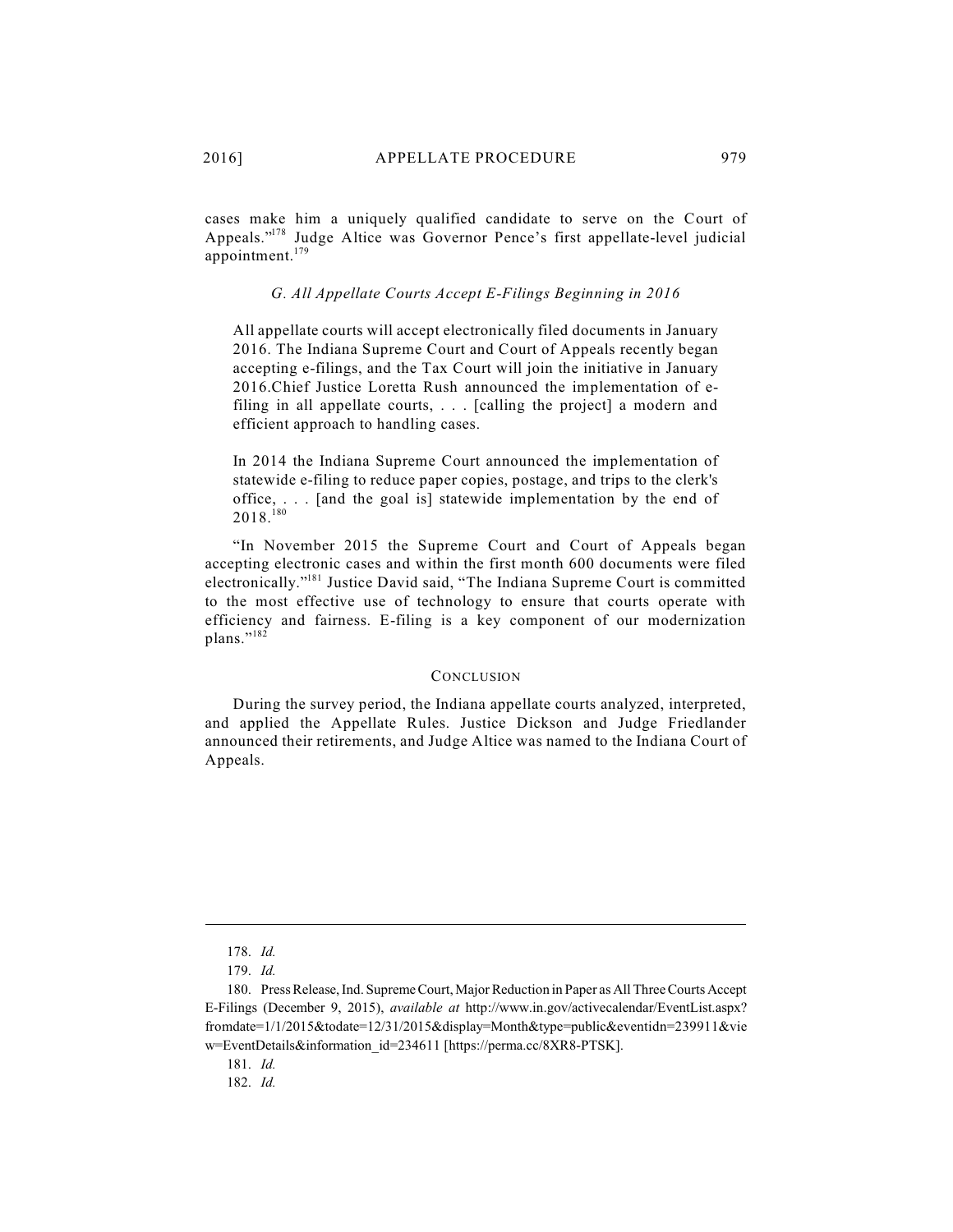cases make him a uniquely qualified candidate to serve on the Court of Appeals."[178] Judge Altice was Governor Pence's first appellate-level judicial appointment.[179]

### *G. All Appellate Courts Accept E-Filings Beginning in 2016*

> All appellate courts will accept electronically filed documents in January 2016. The Indiana Supreme Court and Court of Appeals recently began accepting e-filings, and the Tax Court will join the initiative in January 2016.Chief Justice Loretta Rush announced the implementation of e-filing in all appellate courts, . . . [calling the project] a modern and efficient approach to handling cases.
>
> In 2014 the Indiana Supreme Court announced the implementation of statewide e-filing to reduce paper copies, postage, and trips to the clerk's office, . . . [and the goal is] statewide implementation by the end of 2018.[180]

"In November 2015 the Supreme Court and Court of Appeals began accepting electronic cases and within the first month 600 documents were filed electronically."[181] Justice David said, "The Indiana Supreme Court is committed to the most effective use of technology to ensure that courts operate with efficiency and fairness. E-filing is a key component of our modernization plans."[182]

## CONCLUSION

During the survey period, the Indiana appellate courts analyzed, interpreted, and applied the Appellate Rules. Justice Dickson and Judge Friedlander announced their retirements, and Judge Altice was named to the Indiana Court of Appeals.

---

178. *Id.*

179. *Id.*

180. Press Release, Ind. Supreme Court, Major Reduction in Paper as All Three Courts Accept E-Filings (December 9, 2015), *available at* http://www.in.gov/activecalendar/EventList.aspx?fromdate=1/1/2015&todate=12/31/2015&display=Month&type=public&eventidn=239911&view=EventDetails&information_id=234611 [https://perma.cc/8XR8-PTSK].

181. *Id.*

182. *Id.*